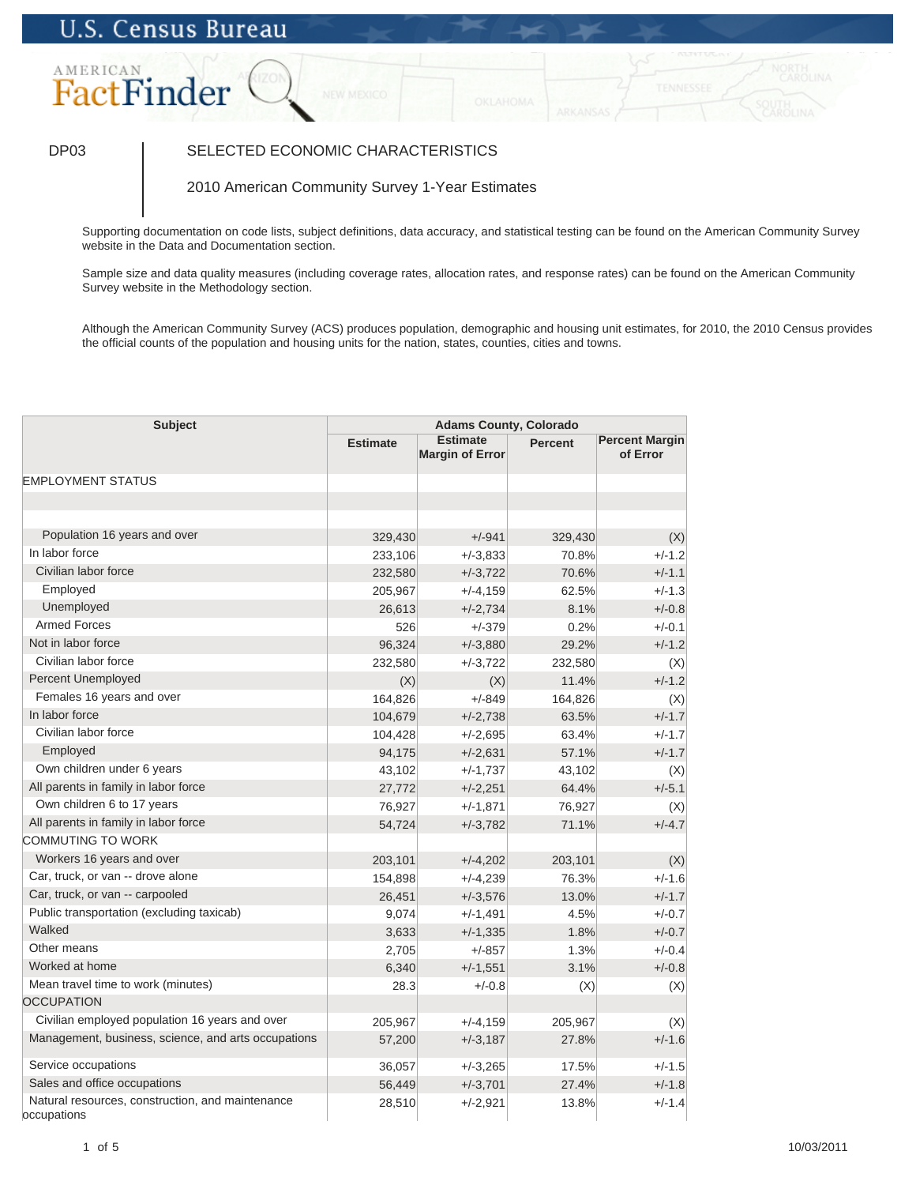U.S. Census Bureau

AMERICAN FactFinder

DP03 | SELECTED ECONOMIC CHARACTERISTICS

2010 American Community Survey 1-Year Estimates

Supporting documentation on code lists, subject definitions, data accuracy, and statistical testing can be found on the American Community Survey website in the Data and Documentation section.

Sample size and data quality measures (including coverage rates, allocation rates, and response rates) can be found on the American Community Survey website in the Methodology section.

Although the American Community Survey (ACS) produces population, demographic and housing unit estimates, for 2010, the 2010 Census provides the official counts of the population and housing units for the nation, states, counties, cities and towns.

| Subject | Adams County, Colorado | | | |
|---|---|---|---|---|
| | Estimate | Estimate Margin of Error | Percent | Percent Margin of Error |
| EMPLOYMENT STATUS | | | | |
| | | | | |
| Population 16 years and over | 329,430 | +/-941 | 329,430 | (X) |
| In labor force | 233,106 | +/-3,833 | 70.8% | +/-1.2 |
| Civilian labor force | 232,580 | +/-3,722 | 70.6% | +/-1.1 |
| Employed | 205,967 | +/-4,159 | 62.5% | +/-1.3 |
| Unemployed | 26,613 | +/-2,734 | 8.1% | +/-0.8 |
| Armed Forces | 526 | +/-379 | 0.2% | +/-0.1 |
| Not in labor force | 96,324 | +/-3,880 | 29.2% | +/-1.2 |
| Civilian labor force | 232,580 | +/-3,722 | 232,580 | (X) |
| Percent Unemployed | (X) | (X) | 11.4% | +/-1.2 |
| Females 16 years and over | 164,826 | +/-849 | 164,826 | (X) |
| In labor force | 104,679 | +/-2,738 | 63.5% | +/-1.7 |
| Civilian labor force | 104,428 | +/-2,695 | 63.4% | +/-1.7 |
| Employed | 94,175 | +/-2,631 | 57.1% | +/-1.7 |
| Own children under 6 years | 43,102 | +/-1,737 | 43,102 | (X) |
| All parents in family in labor force | 27,772 | +/-2,251 | 64.4% | +/-5.1 |
| Own children 6 to 17 years | 76,927 | +/-1,871 | 76,927 | (X) |
| All parents in family in labor force | 54,724 | +/-3,782 | 71.1% | +/-4.7 |
| COMMUTING TO WORK | | | | |
| Workers 16 years and over | 203,101 | +/-4,202 | 203,101 | (X) |
| Car, truck, or van -- drove alone | 154,898 | +/-4,239 | 76.3% | +/-1.6 |
| Car, truck, or van -- carpooled | 26,451 | +/-3,576 | 13.0% | +/-1.7 |
| Public transportation (excluding taxicab) | 9,074 | +/-1,491 | 4.5% | +/-0.7 |
| Walked | 3,633 | +/-1,335 | 1.8% | +/-0.7 |
| Other means | 2,705 | +/-857 | 1.3% | +/-0.4 |
| Worked at home | 6,340 | +/-1,551 | 3.1% | +/-0.8 |
| Mean travel time to work (minutes) | 28.3 | +/-0.8 | (X) | (X) |
| OCCUPATION | | | | |
| Civilian employed population 16 years and over | 205,967 | +/-4,159 | 205,967 | (X) |
| Management, business, science, and arts occupations | 57,200 | +/-3,187 | 27.8% | +/-1.6 |
| Service occupations | 36,057 | +/-3,265 | 17.5% | +/-1.5 |
| Sales and office occupations | 56,449 | +/-3,701 | 27.4% | +/-1.8 |
| Natural resources, construction, and maintenance occupations | 28,510 | +/-2,921 | 13.8% | +/-1.4 |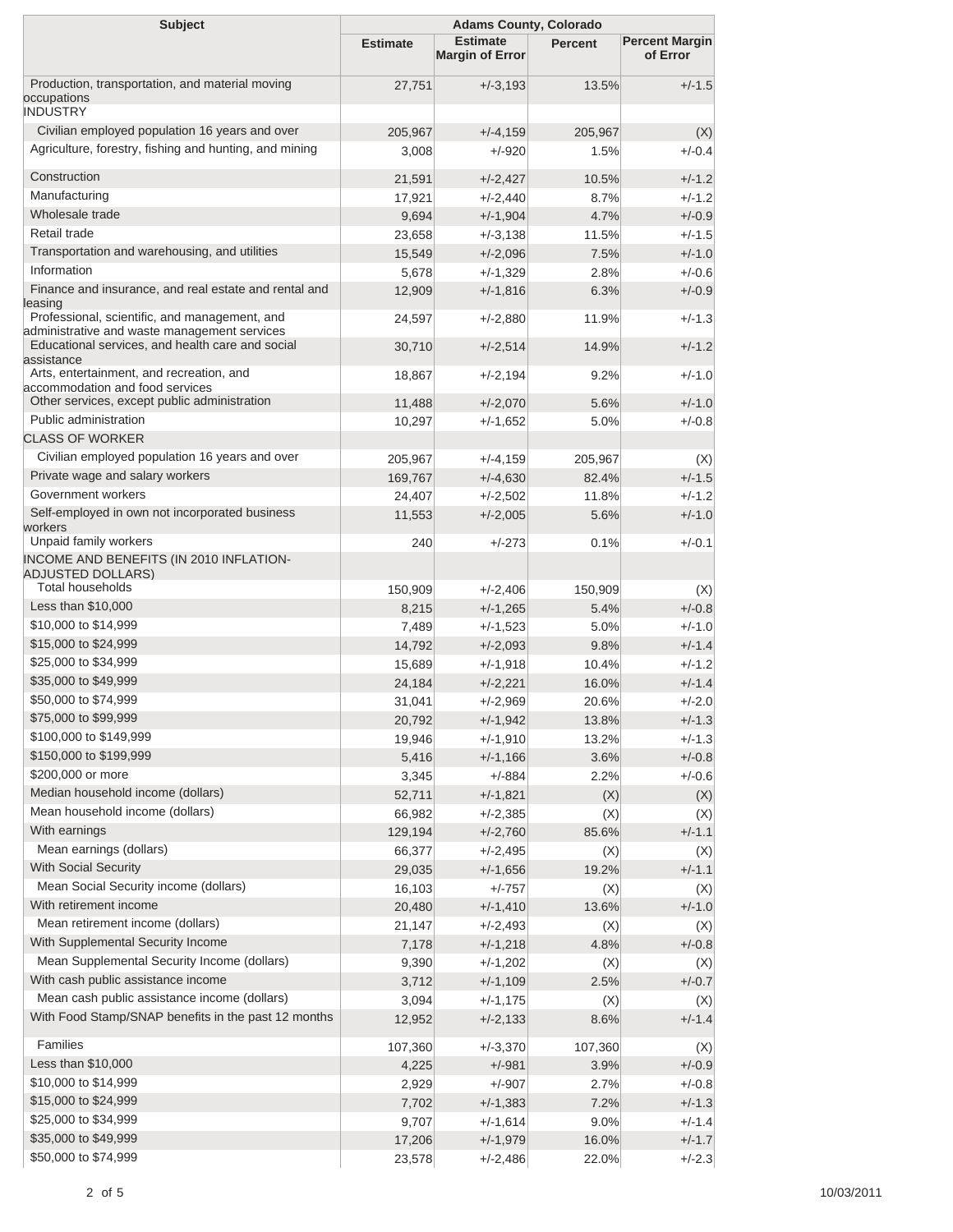| Subject | Adams County, Colorado | | | |
|---|---|---|---|---|
| | Estimate | Estimate Margin of Error | Percent | Percent Margin of Error |
| Production, transportation, and material moving occupations | 27,751 | +/-3,193 | 13.5% | +/-1.5 |
| INDUSTRY | | | | |
| Civilian employed population 16 years and over | 205,967 | +/-4,159 | 205,967 | (X) |
| Agriculture, forestry, fishing and hunting, and mining | 3,008 | +/-920 | 1.5% | +/-0.4 |
| Construction | 21,591 | +/-2,427 | 10.5% | +/-1.2 |
| Manufacturing | 17,921 | +/-2,440 | 8.7% | +/-1.2 |
| Wholesale trade | 9,694 | +/-1,904 | 4.7% | +/-0.9 |
| Retail trade | 23,658 | +/-3,138 | 11.5% | +/-1.5 |
| Transportation and warehousing, and utilities | 15,549 | +/-2,096 | 7.5% | +/-1.0 |
| Information | 5,678 | +/-1,329 | 2.8% | +/-0.6 |
| Finance and insurance, and real estate and rental and leasing | 12,909 | +/-1,816 | 6.3% | +/-0.9 |
| Professional, scientific, and management, and administrative and waste management services | 24,597 | +/-2,880 | 11.9% | +/-1.3 |
| Educational services, and health care and social assistance | 30,710 | +/-2,514 | 14.9% | +/-1.2 |
| Arts, entertainment, and recreation, and accommodation and food services | 18,867 | +/-2,194 | 9.2% | +/-1.0 |
| Other services, except public administration | 11,488 | +/-2,070 | 5.6% | +/-1.0 |
| Public administration | 10,297 | +/-1,652 | 5.0% | +/-0.8 |
| CLASS OF WORKER | | | | |
| Civilian employed population 16 years and over | 205,967 | +/-4,159 | 205,967 | (X) |
| Private wage and salary workers | 169,767 | +/-4,630 | 82.4% | +/-1.5 |
| Government workers | 24,407 | +/-2,502 | 11.8% | +/-1.2 |
| Self-employed in own not incorporated business workers | 11,553 | +/-2,005 | 5.6% | +/-1.0 |
| Unpaid family workers | 240 | +/-273 | 0.1% | +/-0.1 |
| INCOME AND BENEFITS (IN 2010 INFLATION-ADJUSTED DOLLARS) | | | | |
| Total households | 150,909 | +/-2,406 | 150,909 | (X) |
| Less than $10,000 | 8,215 | +/-1,265 | 5.4% | +/-0.8 |
| $10,000 to $14,999 | 7,489 | +/-1,523 | 5.0% | +/-1.0 |
| $15,000 to $24,999 | 14,792 | +/-2,093 | 9.8% | +/-1.4 |
| $25,000 to $34,999 | 15,689 | +/-1,918 | 10.4% | +/-1.2 |
| $35,000 to $49,999 | 24,184 | +/-2,221 | 16.0% | +/-1.4 |
| $50,000 to $74,999 | 31,041 | +/-2,969 | 20.6% | +/-2.0 |
| $75,000 to $99,999 | 20,792 | +/-1,942 | 13.8% | +/-1.3 |
| $100,000 to $149,999 | 19,946 | +/-1,910 | 13.2% | +/-1.3 |
| $150,000 to $199,999 | 5,416 | +/-1,166 | 3.6% | +/-0.8 |
| $200,000 or more | 3,345 | +/-884 | 2.2% | +/-0.6 |
| Median household income (dollars) | 52,711 | +/-1,821 | (X) | (X) |
| Mean household income (dollars) | 66,982 | +/-2,385 | (X) | (X) |
| With earnings | 129,194 | +/-2,760 | 85.6% | +/-1.1 |
| Mean earnings (dollars) | 66,377 | +/-2,495 | (X) | (X) |
| With Social Security | 29,035 | +/-1,656 | 19.2% | +/-1.1 |
| Mean Social Security income (dollars) | 16,103 | +/-757 | (X) | (X) |
| With retirement income | 20,480 | +/-1,410 | 13.6% | +/-1.0 |
| Mean retirement income (dollars) | 21,147 | +/-2,493 | (X) | (X) |
| With Supplemental Security Income | 7,178 | +/-1,218 | 4.8% | +/-0.8 |
| Mean Supplemental Security Income (dollars) | 9,390 | +/-1,202 | (X) | (X) |
| With cash public assistance income | 3,712 | +/-1,109 | 2.5% | +/-0.7 |
| Mean cash public assistance income (dollars) | 3,094 | +/-1,175 | (X) | (X) |
| With Food Stamp/SNAP benefits in the past 12 months | 12,952 | +/-2,133 | 8.6% | +/-1.4 |
| Families | 107,360 | +/-3,370 | 107,360 | (X) |
| Less than $10,000 | 4,225 | +/-981 | 3.9% | +/-0.9 |
| $10,000 to $14,999 | 2,929 | +/-907 | 2.7% | +/-0.8 |
| $15,000 to $24,999 | 7,702 | +/-1,383 | 7.2% | +/-1.3 |
| $25,000 to $34,999 | 9,707 | +/-1,614 | 9.0% | +/-1.4 |
| $35,000 to $49,999 | 17,206 | +/-1,979 | 16.0% | +/-1.7 |
| $50,000 to $74,999 | 23,578 | +/-2,486 | 22.0% | +/-2.3 |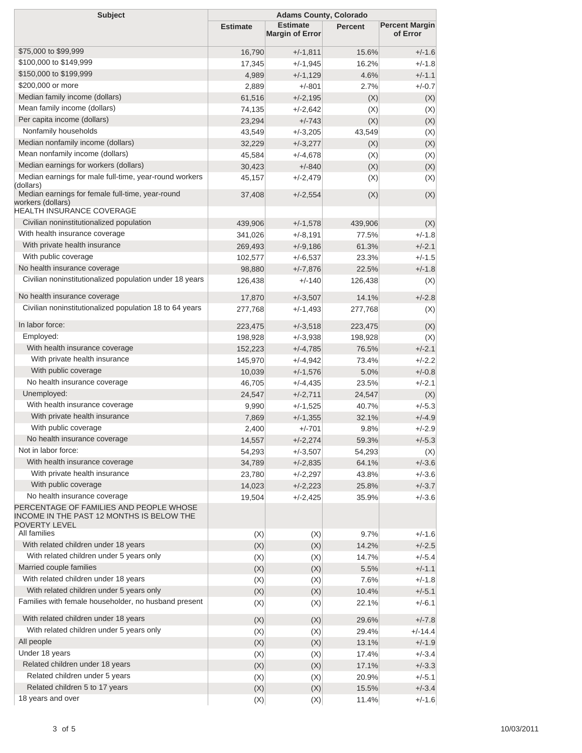| Subject | Adams County, Colorado | | | |
|---|---|---|---|---|
| | Estimate | Estimate Margin of Error | Percent | Percent Margin of Error |
| $75,000 to $99,999 | 16,790 | +/-1,811 | 15.6% | +/-1.6 |
| $100,000 to $149,999 | 17,345 | +/-1,945 | 16.2% | +/-1.8 |
| $150,000 to $199,999 | 4,989 | +/-1,129 | 4.6% | +/-1.1 |
| $200,000 or more | 2,889 | +/-801 | 2.7% | +/-0.7 |
| Median family income (dollars) | 61,516 | +/-2,195 | (X) | (X) |
| Mean family income (dollars) | 74,135 | +/-2,642 | (X) | (X) |
| Per capita income (dollars) | 23,294 | +/-743 | (X) | (X) |
| Nonfamily households | 43,549 | +/-3,205 | 43,549 | (X) |
| Median nonfamily income (dollars) | 32,229 | +/-3,277 | (X) | (X) |
| Mean nonfamily income (dollars) | 45,584 | +/-4,678 | (X) | (X) |
| Median earnings for workers (dollars) | 30,423 | +/-840 | (X) | (X) |
| Median earnings for male full-time, year-round workers (dollars) | 45,157 | +/-2,479 | (X) | (X) |
| Median earnings for female full-time, year-round workers (dollars) | 37,408 | +/-2,554 | (X) | (X) |
| HEALTH INSURANCE COVERAGE | | | | |
| Civilian noninstitutionalized population | 439,906 | +/-1,578 | 439,906 | (X) |
| With health insurance coverage | 341,026 | +/-8,191 | 77.5% | +/-1.8 |
| With private health insurance | 269,493 | +/-9,186 | 61.3% | +/-2.1 |
| With public coverage | 102,577 | +/-6,537 | 23.3% | +/-1.5 |
| No health insurance coverage | 98,880 | +/-7,876 | 22.5% | +/-1.8 |
| Civilian noninstitutionalized population under 18 years | 126,438 | +/-140 | 126,438 | (X) |
| No health insurance coverage | 17,870 | +/-3,507 | 14.1% | +/-2.8 |
| Civilian noninstitutionalized population 18 to 64 years | 277,768 | +/-1,493 | 277,768 | (X) |
| In labor force: | 223,475 | +/-3,518 | 223,475 | (X) |
| Employed: | 198,928 | +/-3,938 | 198,928 | (X) |
| With health insurance coverage | 152,223 | +/-4,785 | 76.5% | +/-2.1 |
| With private health insurance | 145,970 | +/-4,942 | 73.4% | +/-2.2 |
| With public coverage | 10,039 | +/-1,576 | 5.0% | +/-0.8 |
| No health insurance coverage | 46,705 | +/-4,435 | 23.5% | +/-2.1 |
| Unemployed: | 24,547 | +/-2,711 | 24,547 | (X) |
| With health insurance coverage | 9,990 | +/-1,525 | 40.7% | +/-5.3 |
| With private health insurance | 7,869 | +/-1,355 | 32.1% | +/-4.9 |
| With public coverage | 2,400 | +/-701 | 9.8% | +/-2.9 |
| No health insurance coverage | 14,557 | +/-2,274 | 59.3% | +/-5.3 |
| Not in labor force: | 54,293 | +/-3,507 | 54,293 | (X) |
| With health insurance coverage | 34,789 | +/-2,835 | 64.1% | +/-3.6 |
| With private health insurance | 23,780 | +/-2,297 | 43.8% | +/-3.6 |
| With public coverage | 14,023 | +/-2,223 | 25.8% | +/-3.7 |
| No health insurance coverage | 19,504 | +/-2,425 | 35.9% | +/-3.6 |
| PERCENTAGE OF FAMILIES AND PEOPLE WHOSE INCOME IN THE PAST 12 MONTHS IS BELOW THE POVERTY LEVEL | | | | |
| All families | (X) | (X) | 9.7% | +/-1.6 |
| With related children under 18 years | (X) | (X) | 14.2% | +/-2.5 |
| With related children under 5 years only | (X) | (X) | 14.7% | +/-5.4 |
| Married couple families | (X) | (X) | 5.5% | +/-1.1 |
| With related children under 18 years | (X) | (X) | 7.6% | +/-1.8 |
| With related children under 5 years only | (X) | (X) | 10.4% | +/-5.1 |
| Families with female householder, no husband present | (X) | (X) | 22.1% | +/-6.1 |
| With related children under 18 years | (X) | (X) | 29.6% | +/-7.8 |
| With related children under 5 years only | (X) | (X) | 29.4% | +/-14.4 |
| All people | (X) | (X) | 13.1% | +/-1.9 |
| Under 18 years | (X) | (X) | 17.4% | +/-3.4 |
| Related children under 18 years | (X) | (X) | 17.1% | +/-3.3 |
| Related children under 5 years | (X) | (X) | 20.9% | +/-5.1 |
| Related children 5 to 17 years | (X) | (X) | 15.5% | +/-3.4 |
| 18 years and over | (X) | (X) | 11.4% | +/-1.6 |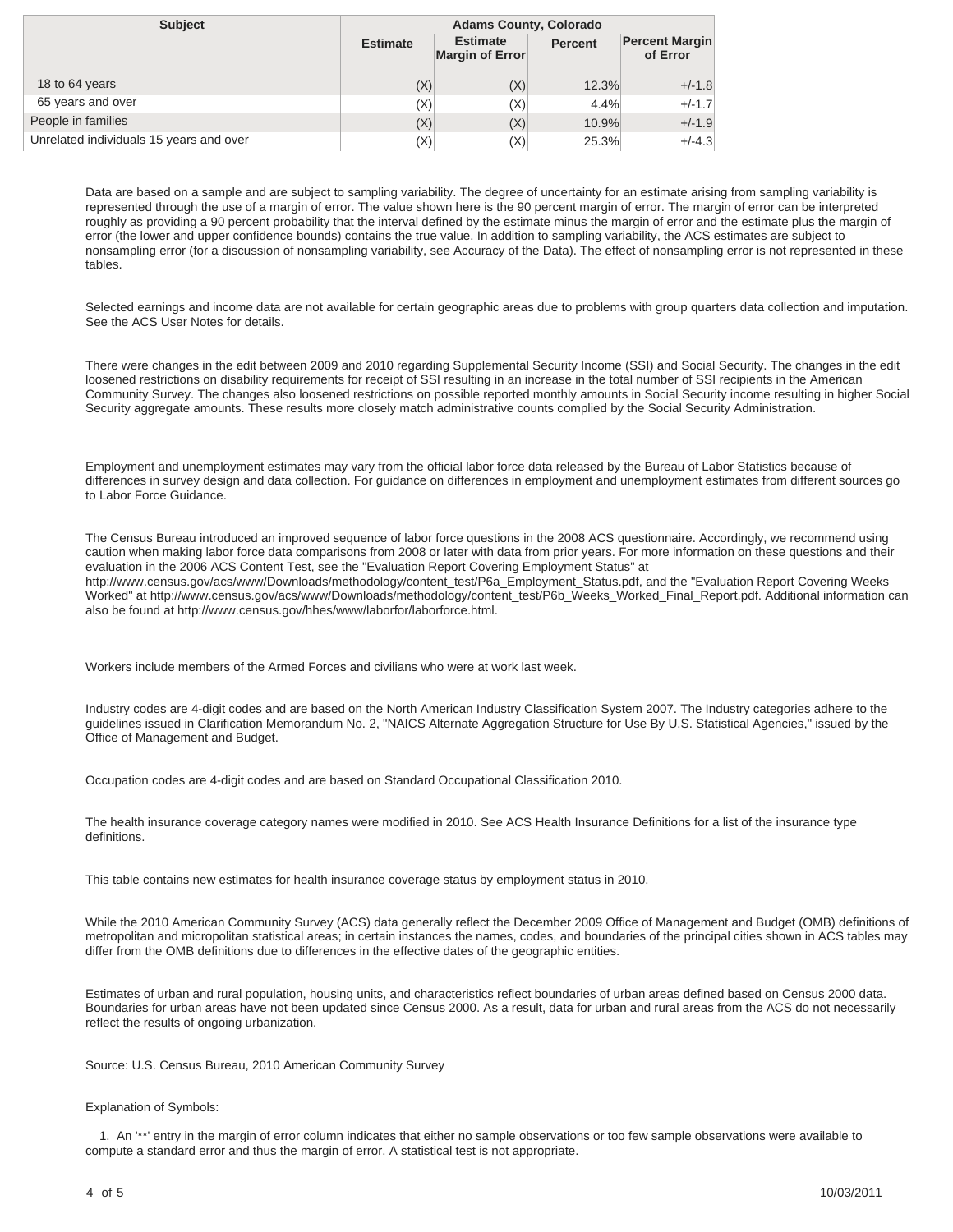| Subject | Adams County, Colorado | | | |
|---|---|---|---|---|
| | Estimate | Estimate Margin of Error | Percent | Percent Margin of Error |
| 18 to 64 years | (X) | (X) | 12.3% | +/-1.8 |
| 65 years and over | (X) | (X) | 4.4% | +/-1.7 |
| People in families | (X) | (X) | 10.9% | +/-1.9 |
| Unrelated individuals 15 years and over | (X) | (X) | 25.3% | +/-4.3 |

Data are based on a sample and are subject to sampling variability. The degree of uncertainty for an estimate arising from sampling variability is represented through the use of a margin of error. The value shown here is the 90 percent margin of error. The margin of error can be interpreted roughly as providing a 90 percent probability that the interval defined by the estimate minus the margin of error and the estimate plus the margin of error (the lower and upper confidence bounds) contains the true value. In addition to sampling variability, the ACS estimates are subject to nonsampling error (for a discussion of nonsampling variability, see Accuracy of the Data). The effect of nonsampling error is not represented in these tables.

Selected earnings and income data are not available for certain geographic areas due to problems with group quarters data collection and imputation. See the ACS User Notes for details.

There were changes in the edit between 2009 and 2010 regarding Supplemental Security Income (SSI) and Social Security. The changes in the edit loosened restrictions on disability requirements for receipt of SSI resulting in an increase in the total number of SSI recipients in the American Community Survey. The changes also loosened restrictions on possible reported monthly amounts in Social Security income resulting in higher Social Security aggregate amounts. These results more closely match administrative counts complied by the Social Security Administration.

Employment and unemployment estimates may vary from the official labor force data released by the Bureau of Labor Statistics because of differences in survey design and data collection. For guidance on differences in employment and unemployment estimates from different sources go to Labor Force Guidance.

The Census Bureau introduced an improved sequence of labor force questions in the 2008 ACS questionnaire. Accordingly, we recommend using caution when making labor force data comparisons from 2008 or later with data from prior years. For more information on these questions and their evaluation in the 2006 ACS Content Test, see the "Evaluation Report Covering Employment Status" at http://www.census.gov/acs/www/Downloads/methodology/content_test/P6a_Employment_Status.pdf, and the "Evaluation Report Covering Weeks Worked" at http://www.census.gov/acs/www/Downloads/methodology/content_test/P6b_Weeks_Worked_Final_Report.pdf. Additional information can also be found at http://www.census.gov/hhes/www/laborfor/laborforce.html.

Workers include members of the Armed Forces and civilians who were at work last week.

Industry codes are 4-digit codes and are based on the North American Industry Classification System 2007. The Industry categories adhere to the guidelines issued in Clarification Memorandum No. 2, "NAICS Alternate Aggregation Structure for Use By U.S. Statistical Agencies," issued by the Office of Management and Budget.

Occupation codes are 4-digit codes and are based on Standard Occupational Classification 2010.

The health insurance coverage category names were modified in 2010. See ACS Health Insurance Definitions for a list of the insurance type definitions.

This table contains new estimates for health insurance coverage status by employment status in 2010.

While the 2010 American Community Survey (ACS) data generally reflect the December 2009 Office of Management and Budget (OMB) definitions of metropolitan and micropolitan statistical areas; in certain instances the names, codes, and boundaries of the principal cities shown in ACS tables may differ from the OMB definitions due to differences in the effective dates of the geographic entities.

Estimates of urban and rural population, housing units, and characteristics reflect boundaries of urban areas defined based on Census 2000 data. Boundaries for urban areas have not been updated since Census 2000. As a result, data for urban and rural areas from the ACS do not necessarily reflect the results of ongoing urbanization.

Source: U.S. Census Bureau, 2010 American Community Survey

Explanation of Symbols:

1. An '**' entry in the margin of error column indicates that either no sample observations or too few sample observations were available to compute a standard error and thus the margin of error. A statistical test is not appropriate.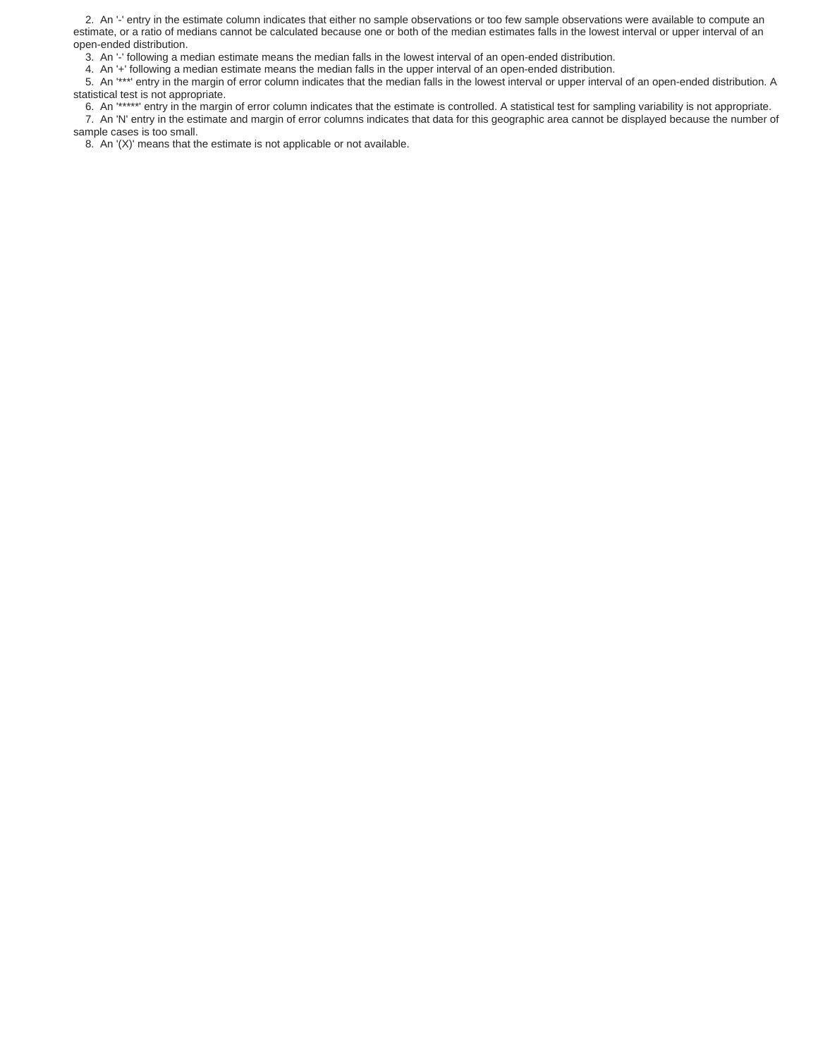2. An '-' entry in the estimate column indicates that either no sample observations or too few sample observations were available to compute an estimate, or a ratio of medians cannot be calculated because one or both of the median estimates falls in the lowest interval or upper interval of an open-ended distribution.
3. An '-' following a median estimate means the median falls in the lowest interval of an open-ended distribution.
4. An '+' following a median estimate means the median falls in the upper interval of an open-ended distribution.
5. An '***' entry in the margin of error column indicates that the median falls in the lowest interval or upper interval of an open-ended distribution. A statistical test is not appropriate.
6. An '*****' entry in the margin of error column indicates that the estimate is controlled. A statistical test for sampling variability is not appropriate.
7. An 'N' entry in the estimate and margin of error columns indicates that data for this geographic area cannot be displayed because the number of sample cases is too small.
8. An '(X)' means that the estimate is not applicable or not available.